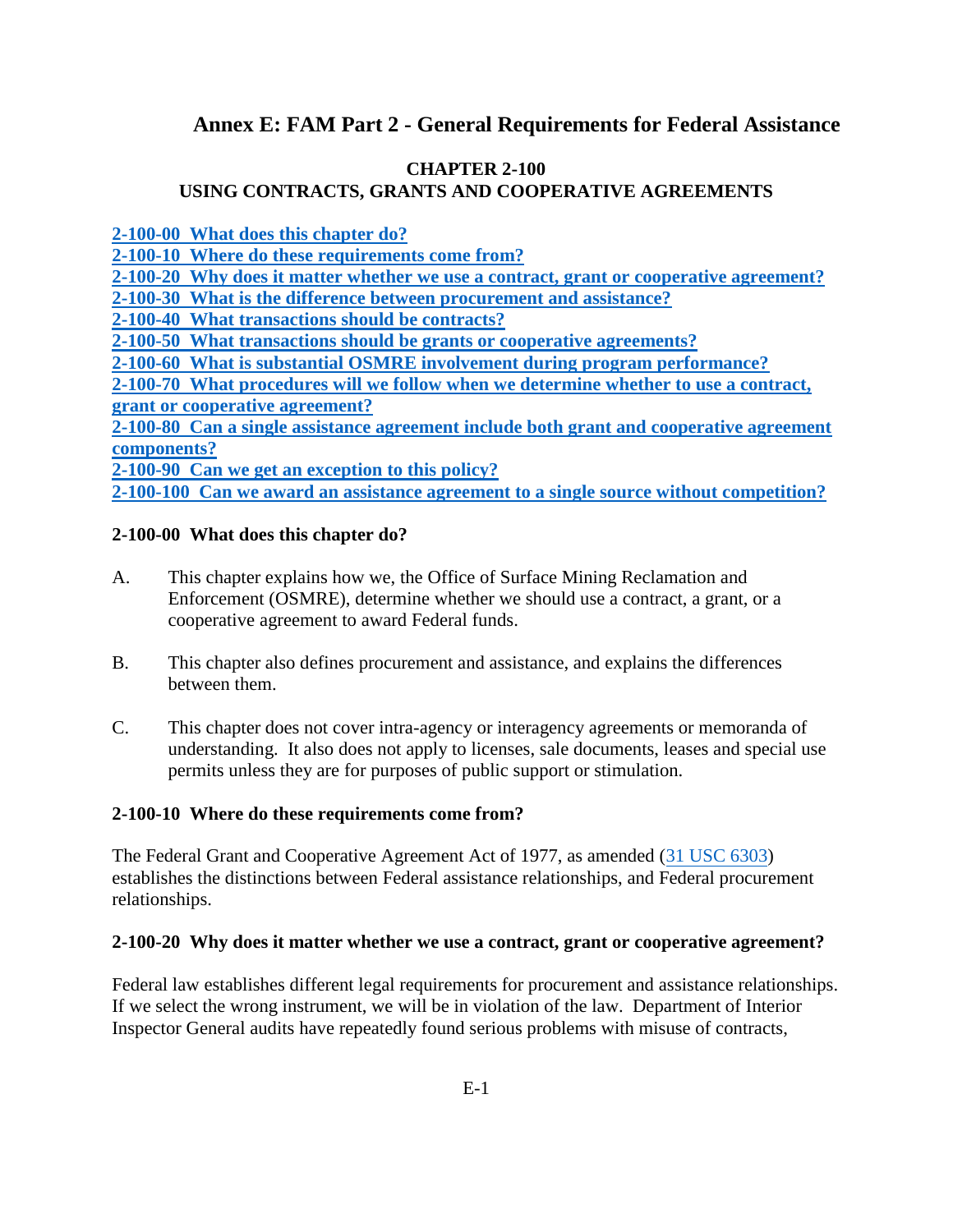# Annex E: FAM Part 2 - General Requirements for Federal Assistance

## CHAPTER 2-100
## USING CONTRACTS, GRANTS AND COOPERATIVE AGREEMENTS

**2-100-00 What does this chapter do?**
**2-100-10 Where do these requirements come from?**
**2-100-20 Why does it matter whether we use a contract, grant or cooperative agreement?**
**2-100-30 What is the difference between procurement and assistance?**
**2-100-40 What transactions should be contracts?**
**2-100-50 What transactions should be grants or cooperative agreements?**
**2-100-60 What is substantial OSMRE involvement during program performance?**
**2-100-70 What procedures will we follow when we determine whether to use a contract, grant or cooperative agreement?**
**2-100-80 Can a single assistance agreement include both grant and cooperative agreement components?**
**2-100-90 Can we get an exception to this policy?**
**2-100-100 Can we award an assistance agreement to a single source without competition?**

### 2-100-00 What does this chapter do?

A. This chapter explains how we, the Office of Surface Mining Reclamation and Enforcement (OSMRE), determine whether we should use a contract, a grant, or a cooperative agreement to award Federal funds.

B. This chapter also defines procurement and assistance, and explains the differences between them.

C. This chapter does not cover intra-agency or interagency agreements or memoranda of understanding. It also does not apply to licenses, sale documents, leases and special use permits unless they are for purposes of public support or stimulation.

### 2-100-10 Where do these requirements come from?

The Federal Grant and Cooperative Agreement Act of 1977, as amended (31 USC 6303) establishes the distinctions between Federal assistance relationships, and Federal procurement relationships.

### 2-100-20 Why does it matter whether we use a contract, grant or cooperative agreement?

Federal law establishes different legal requirements for procurement and assistance relationships. If we select the wrong instrument, we will be in violation of the law. Department of Interior Inspector General audits have repeatedly found serious problems with misuse of contracts,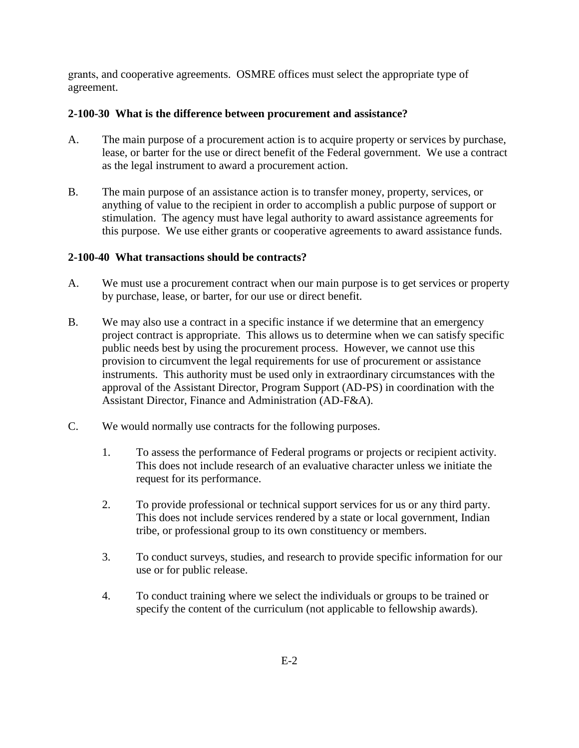grants, and cooperative agreements. OSMRE offices must select the appropriate type of agreement.

**2-100-30 What is the difference between procurement and assistance?**

A. The main purpose of a procurement action is to acquire property or services by purchase, lease, or barter for the use or direct benefit of the Federal government. We use a contract as the legal instrument to award a procurement action.

B. The main purpose of an assistance action is to transfer money, property, services, or anything of value to the recipient in order to accomplish a public purpose of support or stimulation. The agency must have legal authority to award assistance agreements for this purpose. We use either grants or cooperative agreements to award assistance funds.

**2-100-40 What transactions should be contracts?**

A. We must use a procurement contract when our main purpose is to get services or property by purchase, lease, or barter, for our use or direct benefit.

B. We may also use a contract in a specific instance if we determine that an emergency project contract is appropriate. This allows us to determine when we can satisfy specific public needs best by using the procurement process. However, we cannot use this provision to circumvent the legal requirements for use of procurement or assistance instruments. This authority must be used only in extraordinary circumstances with the approval of the Assistant Director, Program Support (AD-PS) in coordination with the Assistant Director, Finance and Administration (AD-F&A).

C. We would normally use contracts for the following purposes.

   1. To assess the performance of Federal programs or projects or recipient activity. This does not include research of an evaluative character unless we initiate the request for its performance.

   2. To provide professional or technical support services for us or any third party. This does not include services rendered by a state or local government, Indian tribe, or professional group to its own constituency or members.

   3. To conduct surveys, studies, and research to provide specific information for our use or for public release.

   4. To conduct training where we select the individuals or groups to be trained or specify the content of the curriculum (not applicable to fellowship awards).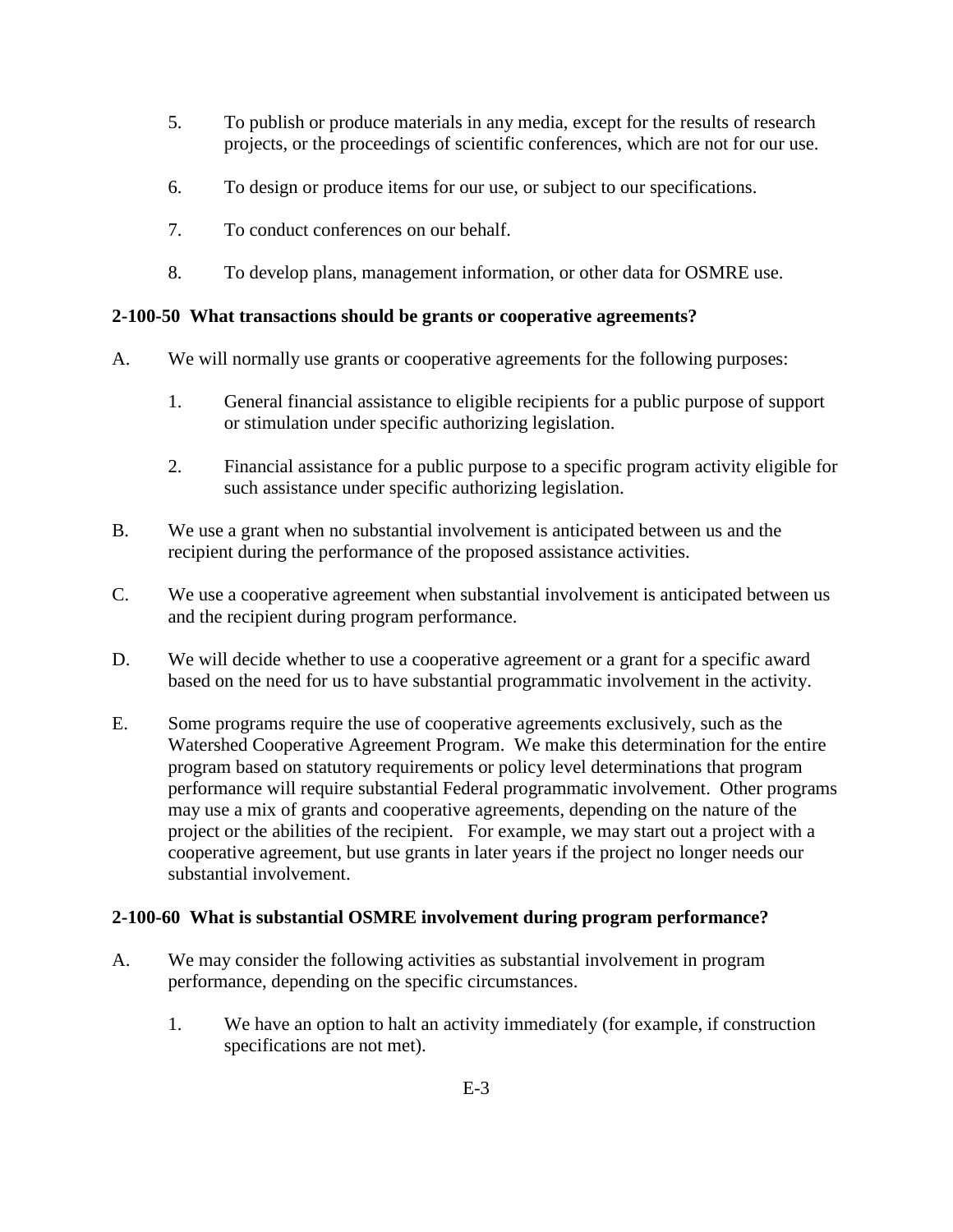5. To publish or produce materials in any media, except for the results of research projects, or the proceedings of scientific conferences, which are not for our use.

6. To design or produce items for our use, or subject to our specifications.

7. To conduct conferences on our behalf.

8. To develop plans, management information, or other data for OSMRE use.

**2-100-50 What transactions should be grants or cooperative agreements?**

A. We will normally use grants or cooperative agreements for the following purposes:

   1. General financial assistance to eligible recipients for a public purpose of support or stimulation under specific authorizing legislation.

   2. Financial assistance for a public purpose to a specific program activity eligible for such assistance under specific authorizing legislation.

B. We use a grant when no substantial involvement is anticipated between us and the recipient during the performance of the proposed assistance activities.

C. We use a cooperative agreement when substantial involvement is anticipated between us and the recipient during program performance.

D. We will decide whether to use a cooperative agreement or a grant for a specific award based on the need for us to have substantial programmatic involvement in the activity.

E. Some programs require the use of cooperative agreements exclusively, such as the Watershed Cooperative Agreement Program. We make this determination for the entire program based on statutory requirements or policy level determinations that program performance will require substantial Federal programmatic involvement. Other programs may use a mix of grants and cooperative agreements, depending on the nature of the project or the abilities of the recipient. For example, we may start out a project with a cooperative agreement, but use grants in later years if the project no longer needs our substantial involvement.

**2-100-60 What is substantial OSMRE involvement during program performance?**

A. We may consider the following activities as substantial involvement in program performance, depending on the specific circumstances.

   1. We have an option to halt an activity immediately (for example, if construction specifications are not met).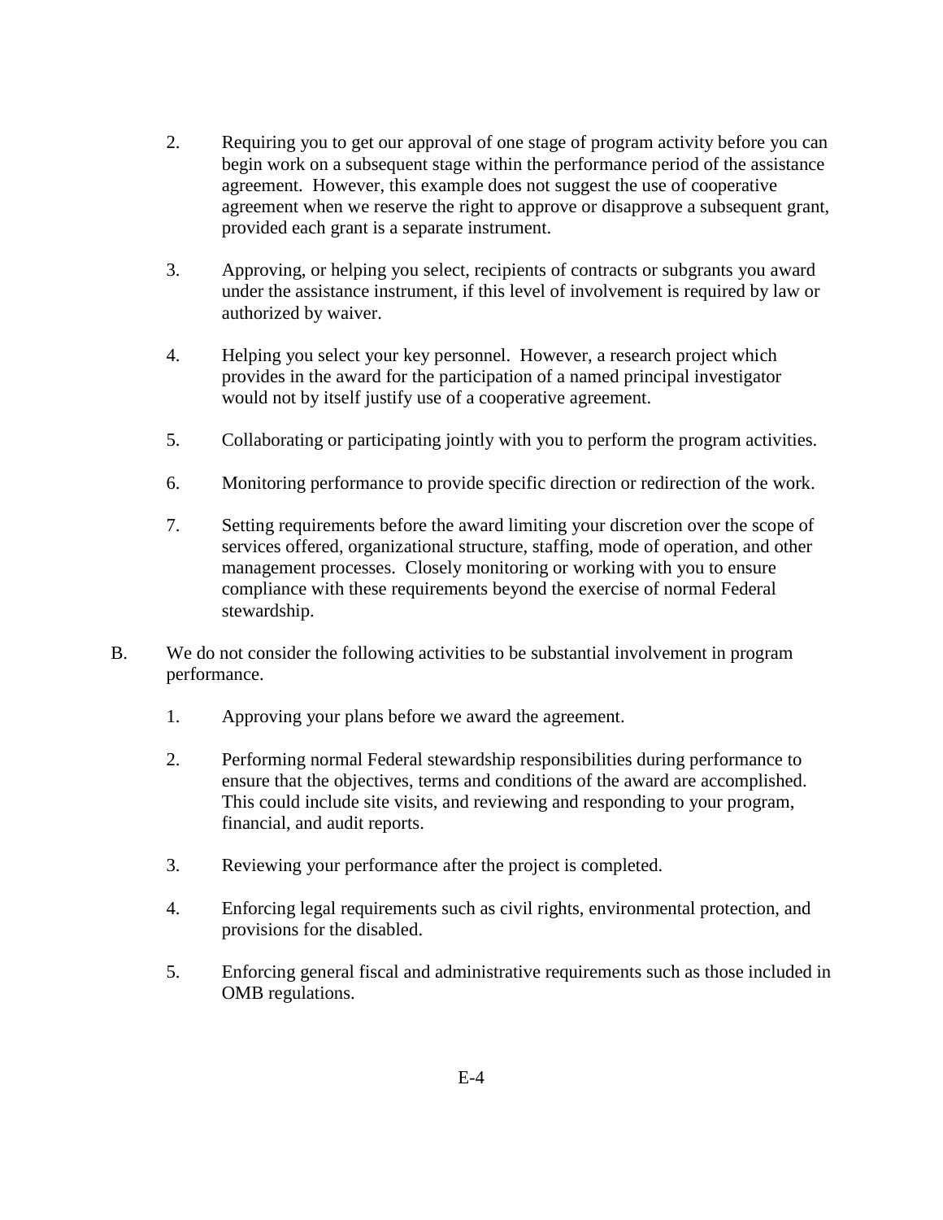2. Requiring you to get our approval of one stage of program activity before you can begin work on a subsequent stage within the performance period of the assistance agreement. However, this example does not suggest the use of cooperative agreement when we reserve the right to approve or disapprove a subsequent grant, provided each grant is a separate instrument.

3. Approving, or helping you select, recipients of contracts or subgrants you award under the assistance instrument, if this level of involvement is required by law or authorized by waiver.

4. Helping you select your key personnel. However, a research project which provides in the award for the participation of a named principal investigator would not by itself justify use of a cooperative agreement.

5. Collaborating or participating jointly with you to perform the program activities.

6. Monitoring performance to provide specific direction or redirection of the work.

7. Setting requirements before the award limiting your discretion over the scope of services offered, organizational structure, staffing, mode of operation, and other management processes. Closely monitoring or working with you to ensure compliance with these requirements beyond the exercise of normal Federal stewardship.

B. We do not consider the following activities to be substantial involvement in program performance.

   1. Approving your plans before we award the agreement.

   2. Performing normal Federal stewardship responsibilities during performance to ensure that the objectives, terms and conditions of the award are accomplished. This could include site visits, and reviewing and responding to your program, financial, and audit reports.

   3. Reviewing your performance after the project is completed.

   4. Enforcing legal requirements such as civil rights, environmental protection, and provisions for the disabled.

   5. Enforcing general fiscal and administrative requirements such as those included in OMB regulations.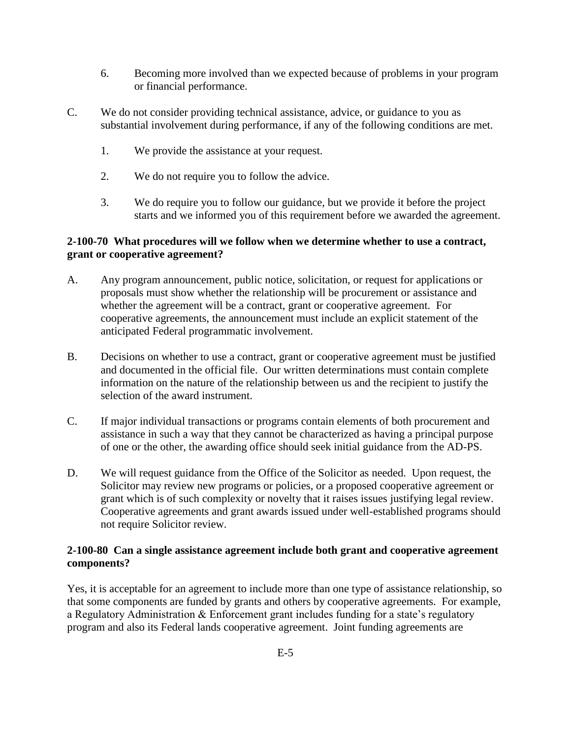6. Becoming more involved than we expected because of problems in your program or financial performance.

C. We do not consider providing technical assistance, advice, or guidance to you as substantial involvement during performance, if any of the following conditions are met.

1. We provide the assistance at your request.

2. We do not require you to follow the advice.

3. We do require you to follow our guidance, but we provide it before the project starts and we informed you of this requirement before we awarded the agreement.

### 2-100-70 What procedures will we follow when we determine whether to use a contract, grant or cooperative agreement?

A. Any program announcement, public notice, solicitation, or request for applications or proposals must show whether the relationship will be procurement or assistance and whether the agreement will be a contract, grant or cooperative agreement. For cooperative agreements, the announcement must include an explicit statement of the anticipated Federal programmatic involvement.

B. Decisions on whether to use a contract, grant or cooperative agreement must be justified and documented in the official file. Our written determinations must contain complete information on the nature of the relationship between us and the recipient to justify the selection of the award instrument.

C. If major individual transactions or programs contain elements of both procurement and assistance in such a way that they cannot be characterized as having a principal purpose of one or the other, the awarding office should seek initial guidance from the AD-PS.

D. We will request guidance from the Office of the Solicitor as needed. Upon request, the Solicitor may review new programs or policies, or a proposed cooperative agreement or grant which is of such complexity or novelty that it raises issues justifying legal review. Cooperative agreements and grant awards issued under well-established programs should not require Solicitor review.

### 2-100-80 Can a single assistance agreement include both grant and cooperative agreement components?

Yes, it is acceptable for an agreement to include more than one type of assistance relationship, so that some components are funded by grants and others by cooperative agreements. For example, a Regulatory Administration & Enforcement grant includes funding for a state's regulatory program and also its Federal lands cooperative agreement. Joint funding agreements are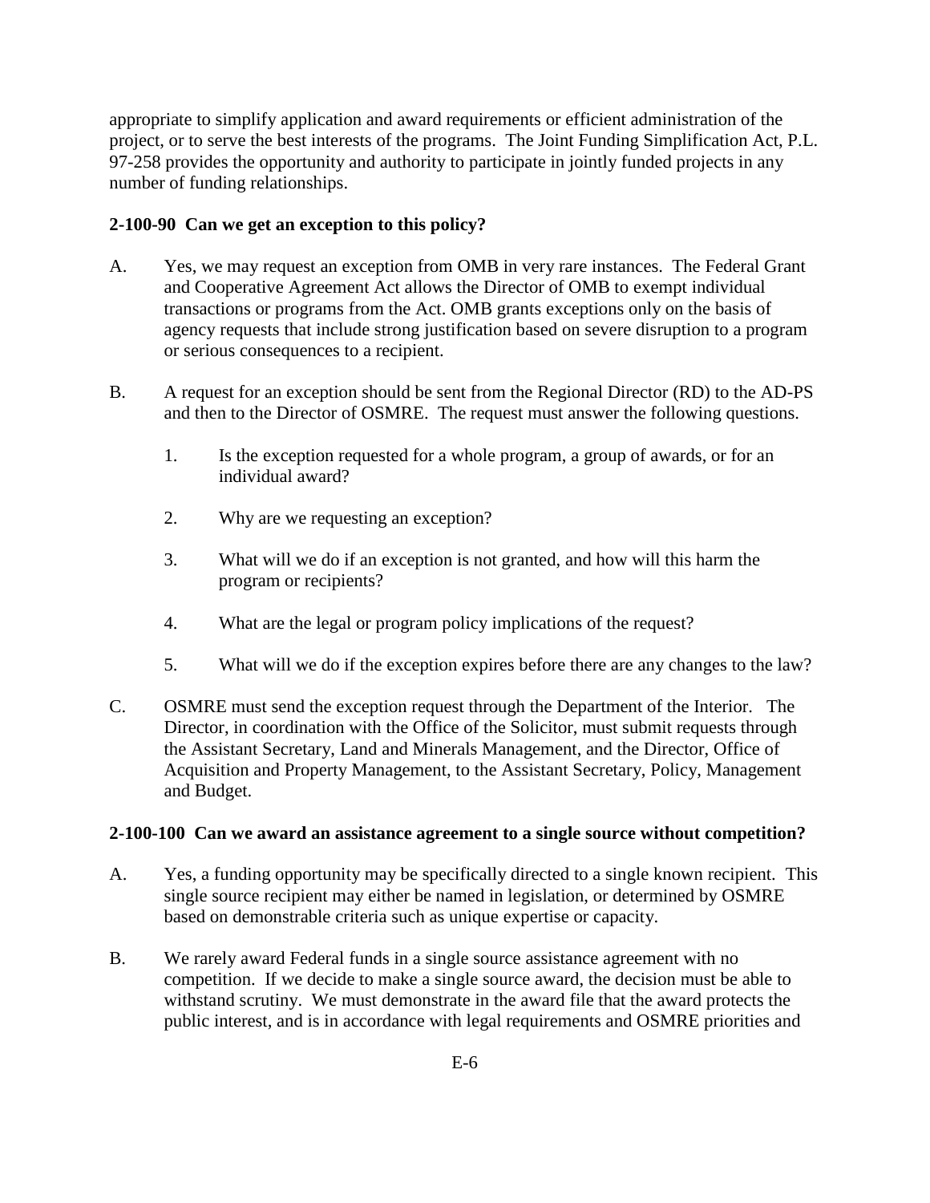appropriate to simplify application and award requirements or efficient administration of the project, or to serve the best interests of the programs. The Joint Funding Simplification Act, P.L. 97-258 provides the opportunity and authority to participate in jointly funded projects in any number of funding relationships.

**2-100-90 Can we get an exception to this policy?**

A. Yes, we may request an exception from OMB in very rare instances. The Federal Grant and Cooperative Agreement Act allows the Director of OMB to exempt individual transactions or programs from the Act. OMB grants exceptions only on the basis of agency requests that include strong justification based on severe disruption to a program or serious consequences to a recipient.

B. A request for an exception should be sent from the Regional Director (RD) to the AD-PS and then to the Director of OSMRE. The request must answer the following questions.

   1. Is the exception requested for a whole program, a group of awards, or for an individual award?

   2. Why are we requesting an exception?

   3. What will we do if an exception is not granted, and how will this harm the program or recipients?

   4. What are the legal or program policy implications of the request?

   5. What will we do if the exception expires before there are any changes to the law?

C. OSMRE must send the exception request through the Department of the Interior. The Director, in coordination with the Office of the Solicitor, must submit requests through the Assistant Secretary, Land and Minerals Management, and the Director, Office of Acquisition and Property Management, to the Assistant Secretary, Policy, Management and Budget.

**2-100-100 Can we award an assistance agreement to a single source without competition?**

A. Yes, a funding opportunity may be specifically directed to a single known recipient. This single source recipient may either be named in legislation, or determined by OSMRE based on demonstrable criteria such as unique expertise or capacity.

B. We rarely award Federal funds in a single source assistance agreement with no competition. If we decide to make a single source award, the decision must be able to withstand scrutiny. We must demonstrate in the award file that the award protects the public interest, and is in accordance with legal requirements and OSMRE priorities and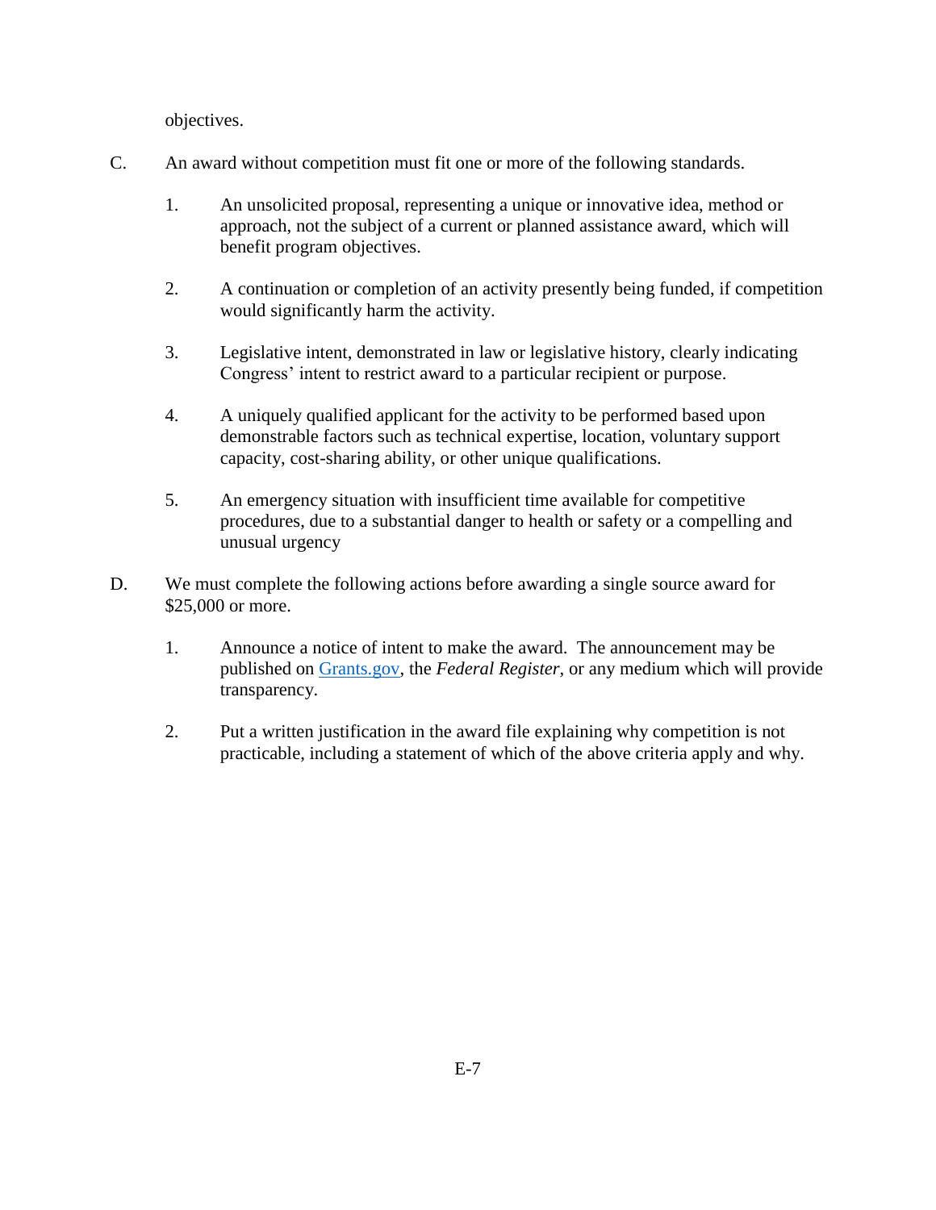objectives.

C. An award without competition must fit one or more of the following standards.

1. An unsolicited proposal, representing a unique or innovative idea, method or approach, not the subject of a current or planned assistance award, which will benefit program objectives.

2. A continuation or completion of an activity presently being funded, if competition would significantly harm the activity.

3. Legislative intent, demonstrated in law or legislative history, clearly indicating Congress' intent to restrict award to a particular recipient or purpose.

4. A uniquely qualified applicant for the activity to be performed based upon demonstrable factors such as technical expertise, location, voluntary support capacity, cost-sharing ability, or other unique qualifications.

5. An emergency situation with insufficient time available for competitive procedures, due to a substantial danger to health or safety or a compelling and unusual urgency

D. We must complete the following actions before awarding a single source award for $25,000 or more.

1. Announce a notice of intent to make the award. The announcement may be published on [Grants.gov](Grants.gov), the *Federal Register*, or any medium which will provide transparency.

2. Put a written justification in the award file explaining why competition is not practicable, including a statement of which of the above criteria apply and why.